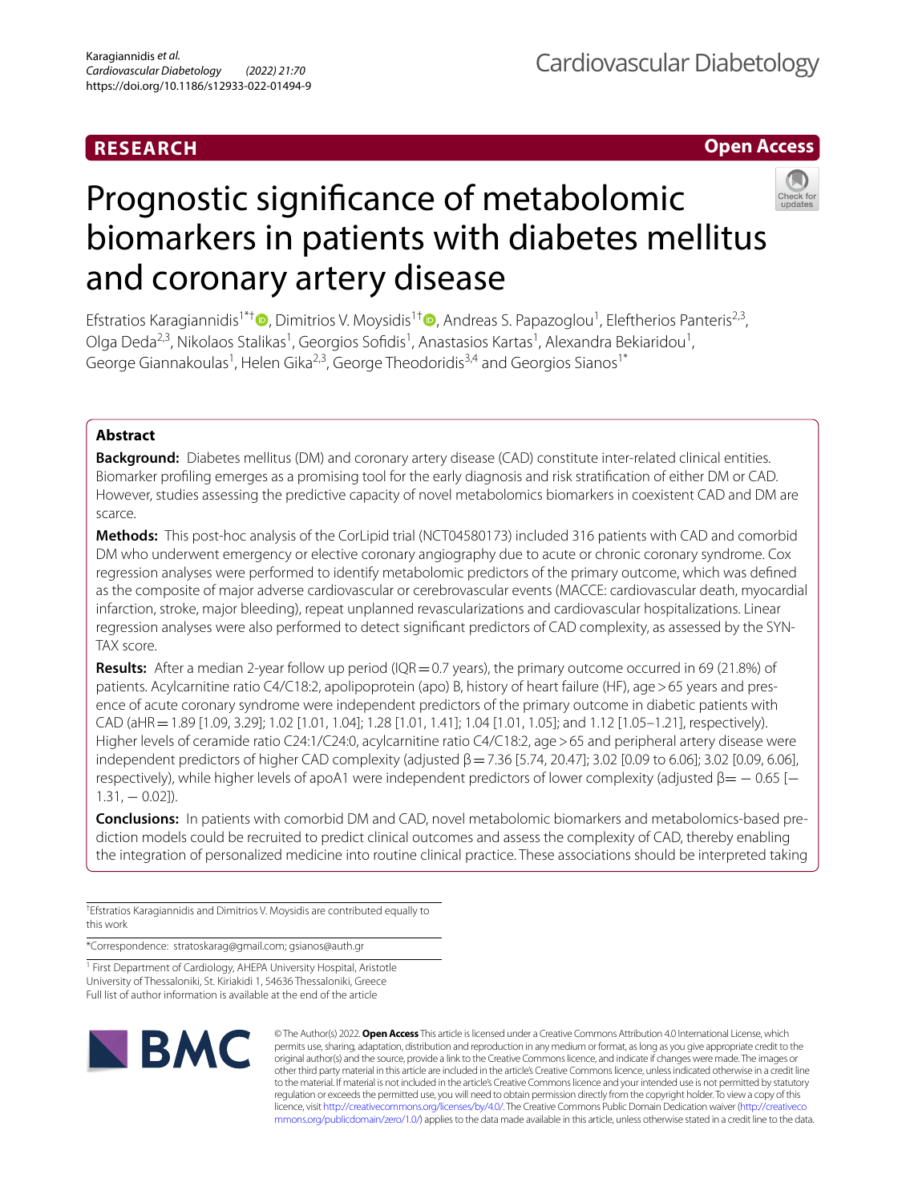RESEARCH

Open Access

# Prognostic significance of metabolomic biomarkers in patients with diabetes mellitus and coronary artery disease

Efstratios Karagiannidis[1*†], Dimitrios V. Moysidis[1†], Andreas S. Papazoglou[1], Eleftherios Panteris[2,3], Olga Deda[2,3], Nikolaos Stalikas[1], Georgios Sofidis[1], Anastasios Kartas[1], Alexandra Bekiaridou[1], George Giannakoulas[1], Helen Gika[2,3], George Theodoridis[3,4] and Georgios Sianos[1*]

## Abstract

**Background:** Diabetes mellitus (DM) and coronary artery disease (CAD) constitute inter-related clinical entities. Biomarker profiling emerges as a promising tool for the early diagnosis and risk stratification of either DM or CAD. However, studies assessing the predictive capacity of novel metabolomics biomarkers in coexistent CAD and DM are scarce.

**Methods:** This post-hoc analysis of the CorLipid trial (NCT04580173) included 316 patients with CAD and comorbid DM who underwent emergency or elective coronary angiography due to acute or chronic coronary syndrome. Cox regression analyses were performed to identify metabolomic predictors of the primary outcome, which was defined as the composite of major adverse cardiovascular or cerebrovascular events (MACCE: cardiovascular death, myocardial infarction, stroke, major bleeding), repeat unplanned revascularizations and cardiovascular hospitalizations. Linear regression analyses were also performed to detect significant predictors of CAD complexity, as assessed by the SYNTAX score.

**Results:** After a median 2-year follow up period (IQR = 0.7 years), the primary outcome occurred in 69 (21.8%) of patients. Acylcarnitine ratio C4/C18:2, apolipoprotein (apo) B, history of heart failure (HF), age > 65 years and presence of acute coronary syndrome were independent predictors of the primary outcome in diabetic patients with CAD (aHR = 1.89 [1.09, 3.29]; 1.02 [1.01, 1.04]; 1.28 [1.01, 1.41]; 1.04 [1.01, 1.05]; and 1.12 [1.05–1.21], respectively). Higher levels of ceramide ratio C24:1/C24:0, acylcarnitine ratio C4/C18:2, age > 65 and peripheral artery disease were independent predictors of higher CAD complexity (adjusted β = 7.36 [5.74, 20.47]; 3.02 [0.09 to 6.06]; 3.02 [0.09, 6.06], respectively), while higher levels of apoA1 were independent predictors of lower complexity (adjusted β = − 0.65 [− 1.31, − 0.02]).

**Conclusions:** In patients with comorbid DM and CAD, novel metabolomic biomarkers and metabolomics-based prediction models could be recruited to predict clinical outcomes and assess the complexity of CAD, thereby enabling the integration of personalized medicine into routine clinical practice. These associations should be interpreted taking

†Efstratios Karagiannidis and Dimitrios V. Moysidis are contributed equally to this work

*Correspondence: stratoskarag@gmail.com; gsianos@auth.gr

[1] First Department of Cardiology, AHEPA University Hospital, Aristotle University of Thessaloniki, St. Kiriakidi 1, 54636 Thessaloniki, Greece
Full list of author information is available at the end of the article

© The Author(s) 2022. **Open Access** This article is licensed under a Creative Commons Attribution 4.0 International License, which permits use, sharing, adaptation, distribution and reproduction in any medium or format, as long as you give appropriate credit to the original author(s) and the source, provide a link to the Creative Commons licence, and indicate if changes were made. The images or other third party material in this article are included in the article's Creative Commons licence, unless indicated otherwise in a credit line to the material. If material is not included in the article's Creative Commons licence and your intended use is not permitted by statutory regulation or exceeds the permitted use, you will need to obtain permission directly from the copyright holder. To view a copy of this licence, visit http://creativecommons.org/licenses/by/4.0/. The Creative Commons Public Domain Dedication waiver (http://creativecommons.org/publicdomain/zero/1.0/) applies to the data made available in this article, unless otherwise stated in a credit line to the data.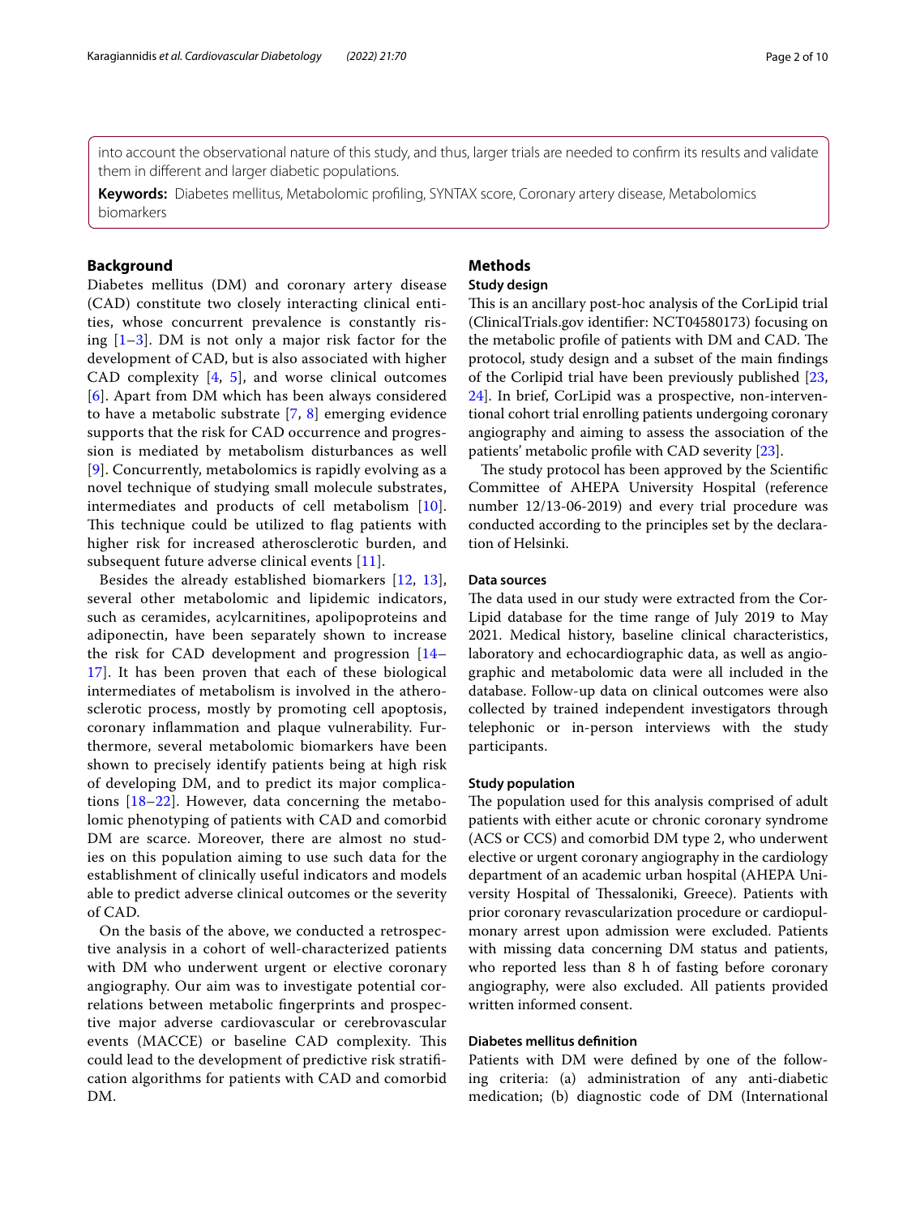into account the observational nature of this study, and thus, larger trials are needed to confirm its results and validate them in different and larger diabetic populations.

**Keywords:** Diabetes mellitus, Metabolomic profiling, SYNTAX score, Coronary artery disease, Metabolomics biomarkers

## Background

Diabetes mellitus (DM) and coronary artery disease (CAD) constitute two closely interacting clinical entities, whose concurrent prevalence is constantly rising [1–3]. DM is not only a major risk factor for the development of CAD, but is also associated with higher CAD complexity [4, 5], and worse clinical outcomes [6]. Apart from DM which has been always considered to have a metabolic substrate [7, 8] emerging evidence supports that the risk for CAD occurrence and progression is mediated by metabolism disturbances as well [9]. Concurrently, metabolomics is rapidly evolving as a novel technique of studying small molecule substrates, intermediates and products of cell metabolism [10]. This technique could be utilized to flag patients with higher risk for increased atherosclerotic burden, and subsequent future adverse clinical events [11].

Besides the already established biomarkers [12, 13], several other metabolomic and lipidemic indicators, such as ceramides, acylcarnitines, apolipoproteins and adiponectin, have been separately shown to increase the risk for CAD development and progression [14–17]. It has been proven that each of these biological intermediates of metabolism is involved in the atherosclerotic process, mostly by promoting cell apoptosis, coronary inflammation and plaque vulnerability. Furthermore, several metabolomic biomarkers have been shown to precisely identify patients being at high risk of developing DM, and to predict its major complications [18–22]. However, data concerning the metabolomic phenotyping of patients with CAD and comorbid DM are scarce. Moreover, there are almost no studies on this population aiming to use such data for the establishment of clinically useful indicators and models able to predict adverse clinical outcomes or the severity of CAD.

On the basis of the above, we conducted a retrospective analysis in a cohort of well-characterized patients with DM who underwent urgent or elective coronary angiography. Our aim was to investigate potential correlations between metabolic fingerprints and prospective major adverse cardiovascular or cerebrovascular events (MACCE) or baseline CAD complexity. This could lead to the development of predictive risk stratification algorithms for patients with CAD and comorbid DM.

## Methods

### Study design

This is an ancillary post-hoc analysis of the CorLipid trial (ClinicalTrials.gov identifier: NCT04580173) focusing on the metabolic profile of patients with DM and CAD. The protocol, study design and a subset of the main findings of the Corlipid trial have been previously published [23, 24]. In brief, CorLipid was a prospective, non-interventional cohort trial enrolling patients undergoing coronary angiography and aiming to assess the association of the patients' metabolic profile with CAD severity [23].

The study protocol has been approved by the Scientific Committee of AHEPA University Hospital (reference number 12/13-06-2019) and every trial procedure was conducted according to the principles set by the declaration of Helsinki.

### Data sources

The data used in our study were extracted from the CorLipid database for the time range of July 2019 to May 2021. Medical history, baseline clinical characteristics, laboratory and echocardiographic data, as well as angiographic and metabolomic data were all included in the database. Follow-up data on clinical outcomes were also collected by trained independent investigators through telephonic or in-person interviews with the study participants.

### Study population

The population used for this analysis comprised of adult patients with either acute or chronic coronary syndrome (ACS or CCS) and comorbid DM type 2, who underwent elective or urgent coronary angiography in the cardiology department of an academic urban hospital (AHEPA University Hospital of Thessaloniki, Greece). Patients with prior coronary revascularization procedure or cardiopulmonary arrest upon admission were excluded. Patients with missing data concerning DM status and patients, who reported less than 8 h of fasting before coronary angiography, were also excluded. All patients provided written informed consent.

### Diabetes mellitus definition

Patients with DM were defined by one of the following criteria: (a) administration of any anti-diabetic medication; (b) diagnostic code of DM (International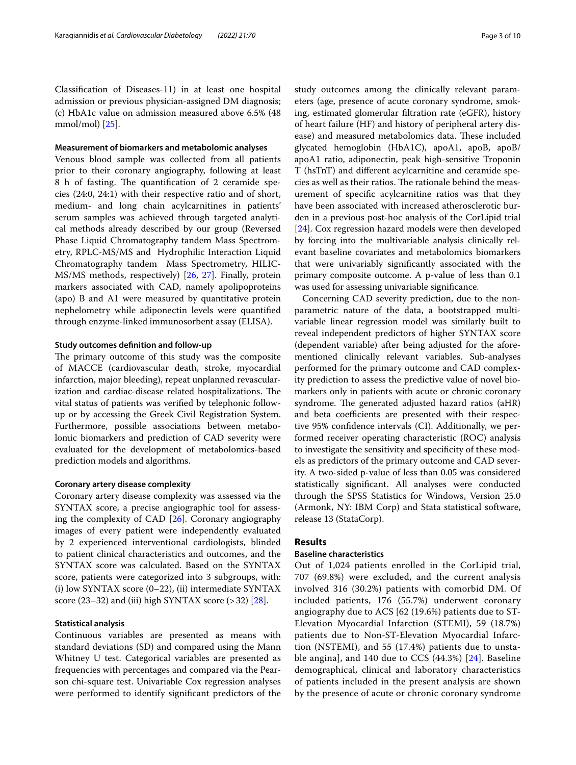Classification of Diseases-11) in at least one hospital admission or previous physician-assigned DM diagnosis; (c) HbA1c value on admission measured above 6.5% (48 mmol/mol) [25].

#### Measurement of biomarkers and metabolomic analyses

Venous blood sample was collected from all patients prior to their coronary angiography, following at least 8 h of fasting. The quantification of 2 ceramide species (24:0, 24:1) with their respective ratio and of short, medium- and long chain acylcarnitines in patients' serum samples was achieved through targeted analytical methods already described by our group (Reversed Phase Liquid Chromatography tandem Mass Spectrometry, RPLC-MS/MS and Hydrophilic Interaction Liquid Chromatography tandem Mass Spectrometry, HILIC-MS/MS methods, respectively) [26, 27]. Finally, protein markers associated with CAD, namely apolipoproteins (apo) B and A1 were measured by quantitative protein nephelometry while adiponectin levels were quantified through enzyme-linked immunosorbent assay (ELISA).

#### Study outcomes definition and follow-up

The primary outcome of this study was the composite of MACCE (cardiovascular death, stroke, myocardial infarction, major bleeding), repeat unplanned revascularization and cardiac-disease related hospitalizations. The vital status of patients was verified by telephonic follow-up or by accessing the Greek Civil Registration System. Furthermore, possible associations between metabolomic biomarkers and prediction of CAD severity were evaluated for the development of metabolomics-based prediction models and algorithms.

#### Coronary artery disease complexity

Coronary artery disease complexity was assessed via the SYNTAX score, a precise angiographic tool for assessing the complexity of CAD [26]. Coronary angiography images of every patient were independently evaluated by 2 experienced interventional cardiologists, blinded to patient clinical characteristics and outcomes, and the SYNTAX score was calculated. Based on the SYNTAX score, patients were categorized into 3 subgroups, with: (i) low SYNTAX score (0–22), (ii) intermediate SYNTAX score (23–32) and (iii) high SYNTAX score (>32) [28].

#### Statistical analysis

Continuous variables are presented as means with standard deviations (SD) and compared using the Mann Whitney U test. Categorical variables are presented as frequencies with percentages and compared via the Pearson chi-square test. Univariable Cox regression analyses were performed to identify significant predictors of the study outcomes among the clinically relevant parameters (age, presence of acute coronary syndrome, smoking, estimated glomerular filtration rate (eGFR), history of heart failure (HF) and history of peripheral artery disease) and measured metabolomics data. These included glycated hemoglobin (HbA1C), apoA1, apoB, apoB/apoA1 ratio, adiponectin, peak high-sensitive Troponin T (hsTnT) and different acylcarnitine and ceramide species as well as their ratios. The rationale behind the measurement of specific acylcarnitine ratios was that they have been associated with increased atherosclerotic burden in a previous post-hoc analysis of the CorLipid trial [24]. Cox regression hazard models were then developed by forcing into the multivariable analysis clinically relevant baseline covariates and metabolomics biomarkers that were univariably significantly associated with the primary composite outcome. A p-value of less than 0.1 was used for assessing univariable significance.

Concerning CAD severity prediction, due to the non-parametric nature of the data, a bootstrapped multivariable linear regression model was similarly built to reveal independent predictors of higher SYNTAX score (dependent variable) after being adjusted for the aforementioned clinically relevant variables. Sub-analyses performed for the primary outcome and CAD complexity prediction to assess the predictive value of novel biomarkers only in patients with acute or chronic coronary syndrome. The generated adjusted hazard ratios (aHR) and beta coefficients are presented with their respective 95% confidence intervals (CI). Additionally, we performed receiver operating characteristic (ROC) analysis to investigate the sensitivity and specificity of these models as predictors of the primary outcome and CAD severity. A two-sided p-value of less than 0.05 was considered statistically significant. All analyses were conducted through the SPSS Statistics for Windows, Version 25.0 (Armonk, NY: IBM Corp) and Stata statistical software, release 13 (StataCorp).

## Results

#### Baseline characteristics

Out of 1,024 patients enrolled in the CorLipid trial, 707 (69.8%) were excluded, and the current analysis involved 316 (30.2%) patients with comorbid DM. Of included patients, 176 (55.7%) underwent coronary angiography due to ACS [62 (19.6%) patients due to ST-Elevation Myocardial Infarction (STEMI), 59 (18.7%) patients due to Non-ST-Elevation Myocardial Infarction (NSTEMI), and 55 (17.4%) patients due to unstable angina], and 140 due to CCS (44.3%) [24]. Baseline demographical, clinical and laboratory characteristics of patients included in the present analysis are shown by the presence of acute or chronic coronary syndrome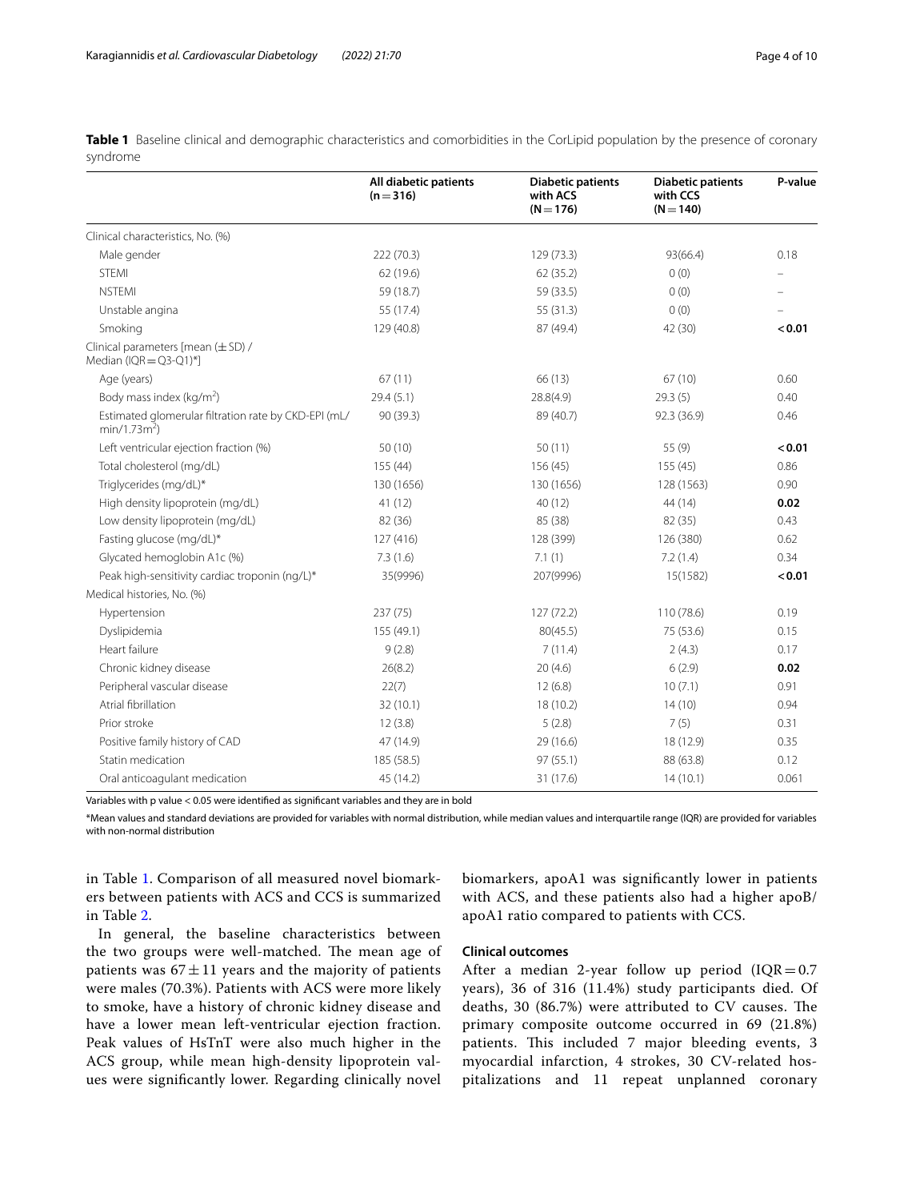**Table 1** Baseline clinical and demographic characteristics and comorbidities in the CorLipid population by the presence of coronary syndrome

| | All diabetic patients (n = 316) | Diabetic patients with ACS (N = 176) | Diabetic patients with CCS (N = 140) | P-value |
|---|---|---|---|---|
| Clinical characteristics, No. (%) | | | | |
| Male gender | 222 (70.3) | 129 (73.3) | 93(66.4) | 0.18 |
| STEMI | 62 (19.6) | 62 (35.2) | 0 (0) | – |
| NSTEMI | 59 (18.7) | 59 (33.5) | 0 (0) | – |
| Unstable angina | 55 (17.4) | 55 (31.3) | 0 (0) | – |
| Smoking | 129 (40.8) | 87 (49.4) | 42 (30) | **< 0.01** |
| Clinical parameters [mean (± SD) / Median (IQR = Q3-Q1)*] | | | | |
| Age (years) | 67 (11) | 66 (13) | 67 (10) | 0.60 |
| Body mass index (kg/m$^2$) | 29.4 (5.1) | 28.8(4.9) | 29.3 (5) | 0.40 |
| Estimated glomerular filtration rate by CKD-EPI (mL/min/1.73m$^2$) | 90 (39.3) | 89 (40.7) | 92.3 (36.9) | 0.46 |
| Left ventricular ejection fraction (%) | 50 (10) | 50 (11) | 55 (9) | **< 0.01** |
| Total cholesterol (mg/dL) | 155 (44) | 156 (45) | 155 (45) | 0.86 |
| Triglycerides (mg/dL)* | 130 (1656) | 130 (1656) | 128 (1563) | 0.90 |
| High density lipoprotein (mg/dL) | 41 (12) | 40 (12) | 44 (14) | **0.02** |
| Low density lipoprotein (mg/dL) | 82 (36) | 85 (38) | 82 (35) | 0.43 |
| Fasting glucose (mg/dL)* | 127 (416) | 128 (399) | 126 (380) | 0.62 |
| Glycated hemoglobin A1c (%) | 7.3 (1.6) | 7.1 (1) | 7.2 (1.4) | 0.34 |
| Peak high-sensitivity cardiac troponin (ng/L)* | 35(9996) | 207(9996) | 15(1582) | **< 0.01** |
| Medical histories, No. (%) | | | | |
| Hypertension | 237 (75) | 127 (72.2) | 110 (78.6) | 0.19 |
| Dyslipidemia | 155 (49.1) | 80(45.5) | 75 (53.6) | 0.15 |
| Heart failure | 9 (2.8) | 7 (11.4) | 2 (4.3) | 0.17 |
| Chronic kidney disease | 26(8.2) | 20 (4.6) | 6 (2.9) | **0.02** |
| Peripheral vascular disease | 22(7) | 12 (6.8) | 10 (7.1) | 0.91 |
| Atrial fibrillation | 32 (10.1) | 18 (10.2) | 14 (10) | 0.94 |
| Prior stroke | 12 (3.8) | 5 (2.8) | 7 (5) | 0.31 |
| Positive family history of CAD | 47 (14.9) | 29 (16.6) | 18 (12.9) | 0.35 |
| Statin medication | 185 (58.5) | 97 (55.1) | 88 (63.8) | 0.12 |
| Oral anticoagulant medication | 45 (14.2) | 31 (17.6) | 14 (10.1) | 0.061 |

Variables with p value < 0.05 were identified as significant variables and they are in bold

*Mean values and standard deviations are provided for variables with normal distribution, while median values and interquartile range (IQR) are provided for variables with non-normal distribution

in Table 1. Comparison of all measured novel biomarkers between patients with ACS and CCS is summarized in Table 2.

In general, the baseline characteristics between the two groups were well-matched. The mean age of patients was 67 ± 11 years and the majority of patients were males (70.3%). Patients with ACS were more likely to smoke, have a history of chronic kidney disease and have a lower mean left-ventricular ejection fraction. Peak values of HsTnT were also much higher in the ACS group, while mean high-density lipoprotein values were significantly lower. Regarding clinically novel biomarkers, apoA1 was significantly lower in patients with ACS, and these patients also had a higher apoB/apoA1 ratio compared to patients with CCS.

### Clinical outcomes

After a median 2-year follow up period (IQR = 0.7 years), 36 of 316 (11.4%) study participants died. Of deaths, 30 (86.7%) were attributed to CV causes. The primary composite outcome occurred in 69 (21.8%) patients. This included 7 major bleeding events, 3 myocardial infarction, 4 strokes, 30 CV-related hospitalizations and 11 repeat unplanned coronary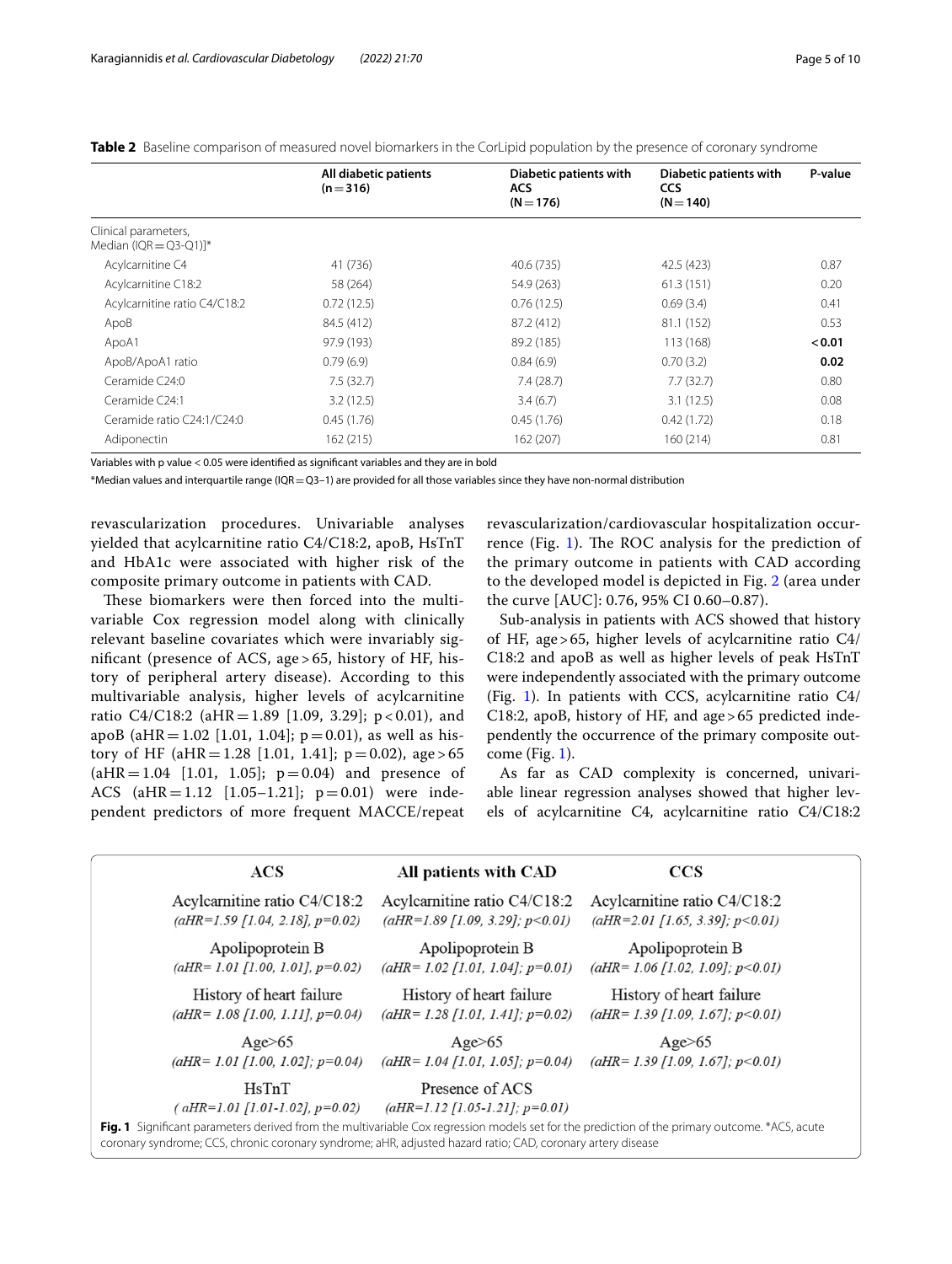**Table 2** Baseline comparison of measured novel biomarkers in the CorLipid population by the presence of coronary syndrome

| | All diabetic patients (n = 316) | Diabetic patients with ACS (N = 176) | Diabetic patients with CCS (N = 140) | P-value |
|---|---|---|---|---|
| Clinical parameters, Median (IQR = Q3-Q1)]* | | | | |
| Acylcarnitine C4 | 41 (736) | 40.6 (735) | 42.5 (423) | 0.87 |
| Acylcarnitine C18:2 | 58 (264) | 54.9 (263) | 61.3 (151) | 0.20 |
| Acylcarnitine ratio C4/C18:2 | 0.72 (12.5) | 0.76 (12.5) | 0.69 (3.4) | 0.41 |
| ApoB | 84.5 (412) | 87.2 (412) | 81.1 (152) | 0.53 |
| ApoA1 | 97.9 (193) | 89.2 (185) | 113 (168) | **< 0.01** |
| ApoB/ApoA1 ratio | 0.79 (6.9) | 0.84 (6.9) | 0.70 (3.2) | **0.02** |
| Ceramide C24:0 | 7.5 (32.7) | 7.4 (28.7) | 7.7 (32.7) | 0.80 |
| Ceramide C24:1 | 3.2 (12.5) | 3.4 (6.7) | 3.1 (12.5) | 0.08 |
| Ceramide ratio C24:1/C24:0 | 0.45 (1.76) | 0.45 (1.76) | 0.42 (1.72) | 0.18 |
| Adiponectin | 162 (215) | 162 (207) | 160 (214) | 0.81 |

Variables with p value < 0.05 were identified as significant variables and they are in bold

*Median values and interquartile range (IQR = Q3–1) are provided for all those variables since they have non-normal distribution

revascularization procedures. Univariable analyses yielded that acylcarnitine ratio C4/C18:2, apoB, HsTnT and HbA1c were associated with higher risk of the composite primary outcome in patients with CAD.

These biomarkers were then forced into the multivariable Cox regression model along with clinically relevant baseline covariates which were invariably significant (presence of ACS, age > 65, history of HF, history of peripheral artery disease). According to this multivariable analysis, higher levels of acylcarnitine ratio C4/C18:2 (aHR = 1.89 [1.09, 3.29]; $p < 0.01$), and apoB (aHR = 1.02 [1.01, 1.04]; $p = 0.01$), as well as history of HF (aHR = 1.28 [1.01, 1.41]; $p = 0.02$), age > 65 (aHR = 1.04 [1.01, 1.05]; $p = 0.04$) and presence of ACS (aHR = 1.12 [1.05–1.21]; $p = 0.01$) were independent predictors of more frequent MACCE/repeat revascularization/cardiovascular hospitalization occurrence (Fig. 1). The ROC analysis for the prediction of the primary outcome in patients with CAD according to the developed model is depicted in Fig. 2 (area under the curve [AUC]: 0.76, 95% CI 0.60–0.87).

Sub-analysis in patients with ACS showed that history of HF, age > 65, higher levels of acylcarnitine ratio C4/C18:2 and apoB as well as higher levels of peak HsTnT were independently associated with the primary outcome (Fig. 1). In patients with CCS, acylcarnitine ratio C4/C18:2, apoB, history of HF, and age > 65 predicted independently the occurrence of the primary composite outcome (Fig. 1).

As far as CAD complexity is concerned, univariable linear regression analyses showed that higher levels of acylcarnitine C4, acylcarnitine ratio C4/C18:2

| ACS | All patients with CAD | CCS |
|---|---|---|
| Acylcarnitine ratio C4/C18:2 *(aHR=1.59 [1.04, 2.18], p=0.02)* | Acylcarnitine ratio C4/C18:2 *(aHR=1.89 [1.09, 3.29]; p<0.01)* | Acylcarnitine ratio C4/C18:2 *(aHR=2.01 [1.65, 3.39]; p<0.01)* |
| Apolipoprotein B *(aHR= 1.01 [1.00, 1.01], p=0.02)* | Apolipoprotein B *(aHR= 1.02 [1.01, 1.04]; p=0.01)* | Apolipoprotein B *(aHR= 1.06 [1.02, 1.09]; p<0.01)* |
| History of heart failure *(aHR= 1.08 [1.00, 1.11], p=0.04)* | History of heart failure *(aHR= 1.28 [1.01, 1.41]; p=0.02)* | History of heart failure *(aHR= 1.39 [1.09, 1.67]; p<0.01)* |
| Age>65 *(aHR= 1.01 [1.00, 1.02]; p=0.04)* | Age>65 *(aHR= 1.04 [1.01, 1.05]; p=0.04)* | Age>65 *(aHR= 1.39 [1.09, 1.67]; p<0.01)* |
| HsTnT *( aHR=1.01 [1.01-1.02], p=0.02)* | Presence of ACS *(aHR=1.12 [1.05-1.21]; p=0.01)* | |

**Fig. 1** Significant parameters derived from the multivariable Cox regression models set for the prediction of the primary outcome. *ACS, acute coronary syndrome; CCS, chronic coronary syndrome; aHR, adjusted hazard ratio; CAD, coronary artery disease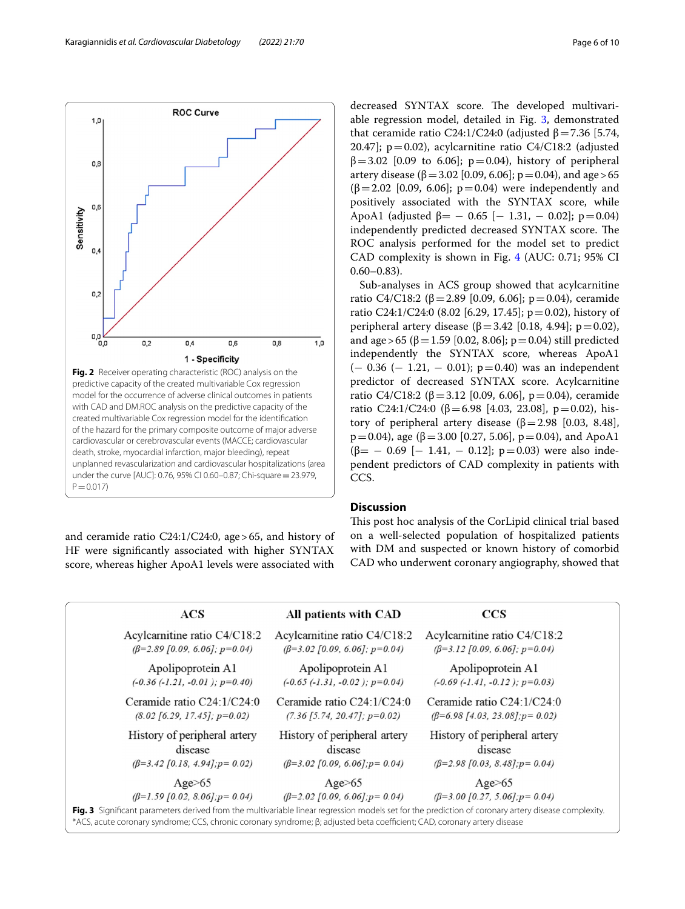Fig. 2 Receiver operating characteristic (ROC) analysis on the predictive capacity of the created multivariable Cox regression model for the occurrence of adverse clinical outcomes in patients with CAD and DM.ROC analysis on the predictive capacity of the created multivariable Cox regression model for the identification of the hazard for the primary composite outcome of major adverse cardiovascular or cerebrovascular events (MACCE; cardiovascular death, stroke, myocardial infarction, major bleeding), repeat unplanned revascularization and cardiovascular hospitalizations (area under the curve [AUC]: 0.76, 95% CI 0.60–0.87; Chi-square = 23.979, P = 0.017)

and ceramide ratio C24:1/C24:0, age > 65, and history of HF were significantly associated with higher SYNTAX score, whereas higher ApoA1 levels were associated with decreased SYNTAX score. The developed multivariable regression model, detailed in Fig. 3, demonstrated that ceramide ratio C24:1/C24:0 (adjusted β = 7.36 [5.74, 20.47]; p = 0.02), acylcarnitine ratio C4/C18:2 (adjusted β = 3.02 [0.09 to 6.06]; p = 0.04), history of peripheral artery disease (β = 3.02 [0.09, 6.06]; p = 0.04), and age > 65 (β = 2.02 [0.09, 6.06]; p = 0.04) were independently and positively associated with the SYNTAX score, while ApoA1 (adjusted β = − 0.65 [− 1.31, − 0.02]; p = 0.04) independently predicted decreased SYNTAX score. The ROC analysis performed for the model set to predict CAD complexity is shown in Fig. 4 (AUC: 0.71; 95% CI 0.60–0.83).

Sub-analyses in ACS group showed that acylcarnitine ratio C4/C18:2 (β = 2.89 [0.09, 6.06]; p = 0.04), ceramide ratio C24:1/C24:0 (8.02 [6.29, 17.45]; p = 0.02), history of peripheral artery disease (β = 3.42 [0.18, 4.94]; p = 0.02), and age > 65 (β = 1.59 [0.02, 8.06]; p = 0.04) still predicted independently the SYNTAX score, whereas ApoA1 (− 0.36 (− 1.21, − 0.01); p = 0.40) was an independent predictor of decreased SYNTAX score. Acylcarnitine ratio C4/C18:2 (β = 3.12 [0.09, 6.06], p = 0.04), ceramide ratio C24:1/C24:0 (β = 6.98 [4.03, 23.08], p = 0.02), history of peripheral artery disease (β = 2.98 [0.03, 8.48], p = 0.04), age (β = 3.00 [0.27, 5.06], p = 0.04), and ApoA1 (β = − 0.69 [− 1.41, − 0.12]; p = 0.03) were also independent predictors of CAD complexity in patients with CCS.

## Discussion

This post hoc analysis of the CorLipid clinical trial based on a well-selected population of hospitalized patients with DM and suspected or known history of comorbid CAD who underwent coronary angiography, showed that

| ACS | All patients with CAD | CCS |
|---|---|---|
| Acylcarnitine ratio C4/C18:2 (β=2.89 [0.09, 6.06]; p=0.04) | Acylcarnitine ratio C4/C18:2 (β=3.02 [0.09, 6.06]; p=0.04) | Acylcarnitine ratio C4/C18:2 (β=3.12 [0.09, 6.06]; p=0.04) |
| Apolipoprotein A1 (-0.36 (-1.21, -0.01 ); p=0.40) | Apolipoprotein A1 (-0.65 (-1.31, -0.02 ); p=0.04) | Apolipoprotein A1 (-0.69 (-1.41, -0.12 ); p=0.03) |
| Ceramide ratio C24:1/C24:0 (8.02 [6.29, 17.45]; p=0.02) | Ceramide ratio C24:1/C24:0 (7.36 [5.74, 20.47]; p=0.02) | Ceramide ratio C24:1/C24:0 (β=6.98 [4.03, 23.08];p= 0.02) |
| History of peripheral artery disease (β=3.42 [0.18, 4.94];p= 0.02) | History of peripheral artery disease (β=3.02 [0.09, 6.06];p= 0.04) | History of peripheral artery disease (β=2.98 [0.03, 8.48];p= 0.04) |
| Age>65 (β=1.59 [0.02, 8.06];p= 0.04) | Age>65 (β=2.02 [0.09, 6.06];p= 0.04) | Age>65 (β=3.00 [0.27, 5.06];p= 0.04) |

Fig. 3 Significant parameters derived from the multivariable linear regression models set for the prediction of coronary artery disease complexity. *ACS, acute coronary syndrome; CCS, chronic coronary syndrome; β; adjusted beta coefficient; CAD, coronary artery disease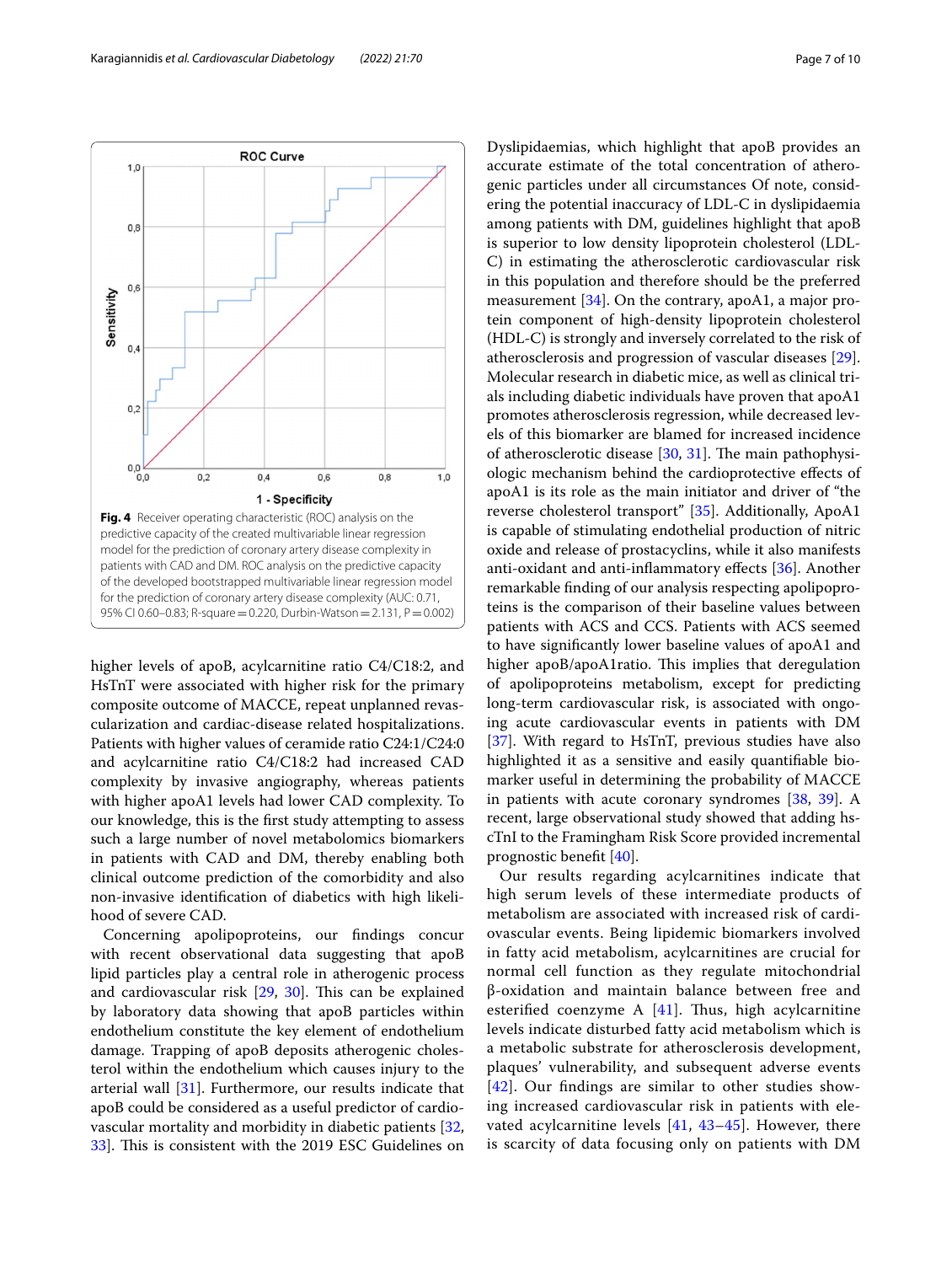**Fig. 4** Receiver operating characteristic (ROC) analysis on the predictive capacity of the created multivariable linear regression model for the prediction of coronary artery disease complexity in patients with CAD and DM. ROC analysis on the predictive capacity of the developed bootstrapped multivariable linear regression model for the prediction of coronary artery disease complexity (AUC: 0.71, 95% CI 0.60–0.83; R-square = 0.220, Durbin-Watson = 2.131, P = 0.002)

higher levels of apoB, acylcarnitine ratio C4/C18:2, and HsTnT were associated with higher risk for the primary composite outcome of MACCE, repeat unplanned revascularization and cardiac-disease related hospitalizations. Patients with higher values of ceramide ratio C24:1/C24:0 and acylcarnitine ratio C4/C18:2 had increased CAD complexity by invasive angiography, whereas patients with higher apoA1 levels had lower CAD complexity. To our knowledge, this is the first study attempting to assess such a large number of novel metabolomics biomarkers in patients with CAD and DM, thereby enabling both clinical outcome prediction of the comorbidity and also non-invasive identification of diabetics with high likelihood of severe CAD.

Concerning apolipoproteins, our findings concur with recent observational data suggesting that apoB lipid particles play a central role in atherogenic process and cardiovascular risk [29, 30]. This can be explained by laboratory data showing that apoB particles within endothelium constitute the key element of endothelium damage. Trapping of apoB deposits atherogenic cholesterol within the endothelium which causes injury to the arterial wall [31]. Furthermore, our results indicate that apoB could be considered as a useful predictor of cardiovascular mortality and morbidity in diabetic patients [32, 33]. This is consistent with the 2019 ESC Guidelines on Dyslipidaemias, which highlight that apoB provides an accurate estimate of the total concentration of atherogenic particles under all circumstances Of note, considering the potential inaccuracy of LDL-C in dyslipidaemia among patients with DM, guidelines highlight that apoB is superior to low density lipoprotein cholesterol (LDL-C) in estimating the atherosclerotic cardiovascular risk in this population and therefore should be the preferred measurement [34]. On the contrary, apoA1, a major protein component of high-density lipoprotein cholesterol (HDL-C) is strongly and inversely correlated to the risk of atherosclerosis and progression of vascular diseases [29]. Molecular research in diabetic mice, as well as clinical trials including diabetic individuals have proven that apoA1 promotes atherosclerosis regression, while decreased levels of this biomarker are blamed for increased incidence of atherosclerotic disease [30, 31]. The main pathophysiologic mechanism behind the cardioprotective effects of apoA1 is its role as the main initiator and driver of "the reverse cholesterol transport" [35]. Additionally, ApoA1 is capable of stimulating endothelial production of nitric oxide and release of prostacyclins, while it also manifests anti-oxidant and anti-inflammatory effects [36]. Another remarkable finding of our analysis respecting apolipoproteins is the comparison of their baseline values between patients with ACS and CCS. Patients with ACS seemed to have significantly lower baseline values of apoA1 and higher apoB/apoA1ratio. This implies that deregulation of apolipoproteins metabolism, except for predicting long-term cardiovascular risk, is associated with ongoing acute cardiovascular events in patients with DM [37]. With regard to HsTnT, previous studies have also highlighted it as a sensitive and easily quantifiable biomarker useful in determining the probability of MACCE in patients with acute coronary syndromes [38, 39]. A recent, large observational study showed that adding hs-cTnI to the Framingham Risk Score provided incremental prognostic benefit [40].

Our results regarding acylcarnitines indicate that high serum levels of these intermediate products of metabolism are associated with increased risk of cardiovascular events. Being lipidemic biomarkers involved in fatty acid metabolism, acylcarnitines are crucial for normal cell function as they regulate mitochondrial β-oxidation and maintain balance between free and esterified coenzyme A [41]. Thus, high acylcarnitine levels indicate disturbed fatty acid metabolism which is a metabolic substrate for atherosclerosis development, plaques' vulnerability, and subsequent adverse events [42]. Our findings are similar to other studies showing increased cardiovascular risk in patients with elevated acylcarnitine levels [41, 43–45]. However, there is scarcity of data focusing only on patients with DM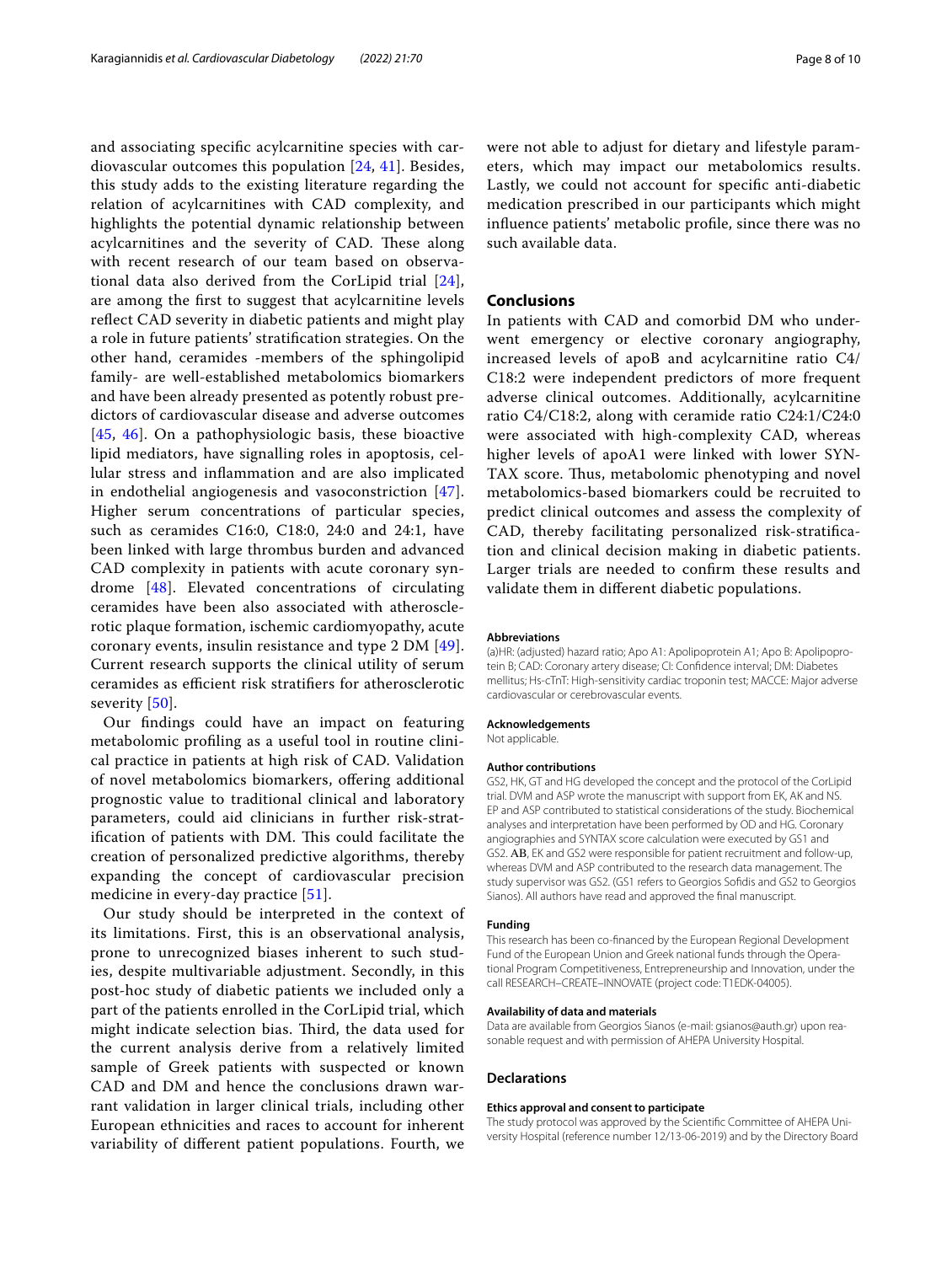and associating specific acylcarnitine species with cardiovascular outcomes this population [24, 41]. Besides, this study adds to the existing literature regarding the relation of acylcarnitines with CAD complexity, and highlights the potential dynamic relationship between acylcarnitines and the severity of CAD. These along with recent research of our team based on observational data also derived from the CorLipid trial [24], are among the first to suggest that acylcarnitine levels reflect CAD severity in diabetic patients and might play a role in future patients' stratification strategies. On the other hand, ceramides -members of the sphingolipid family- are well-established metabolomics biomarkers and have been already presented as potently robust predictors of cardiovascular disease and adverse outcomes [45, 46]. On a pathophysiologic basis, these bioactive lipid mediators, have signalling roles in apoptosis, cellular stress and inflammation and are also implicated in endothelial angiogenesis and vasoconstriction [47]. Higher serum concentrations of particular species, such as ceramides C16:0, C18:0, 24:0 and 24:1, have been linked with large thrombus burden and advanced CAD complexity in patients with acute coronary syndrome [48]. Elevated concentrations of circulating ceramides have been also associated with atherosclerotic plaque formation, ischemic cardiomyopathy, acute coronary events, insulin resistance and type 2 DM [49]. Current research supports the clinical utility of serum ceramides as efficient risk stratifiers for atherosclerotic severity [50].

Our findings could have an impact on featuring metabolomic profiling as a useful tool in routine clinical practice in patients at high risk of CAD. Validation of novel metabolomics biomarkers, offering additional prognostic value to traditional clinical and laboratory parameters, could aid clinicians in further risk-stratification of patients with DM. This could facilitate the creation of personalized predictive algorithms, thereby expanding the concept of cardiovascular precision medicine in every-day practice [51].

Our study should be interpreted in the context of its limitations. First, this is an observational analysis, prone to unrecognized biases inherent to such studies, despite multivariable adjustment. Secondly, in this post-hoc study of diabetic patients we included only a part of the patients enrolled in the CorLipid trial, which might indicate selection bias. Third, the data used for the current analysis derive from a relatively limited sample of Greek patients with suspected or known CAD and DM and hence the conclusions drawn warrant validation in larger clinical trials, including other European ethnicities and races to account for inherent variability of different patient populations. Fourth, we were not able to adjust for dietary and lifestyle parameters, which may impact our metabolomics results. Lastly, we could not account for specific anti-diabetic medication prescribed in our participants which might influence patients' metabolic profile, since there was no such available data.

## Conclusions

In patients with CAD and comorbid DM who underwent emergency or elective coronary angiography, increased levels of apoB and acylcarnitine ratio C4/C18:2 were independent predictors of more frequent adverse clinical outcomes. Additionally, acylcarnitine ratio C4/C18:2, along with ceramide ratio C24:1/C24:0 were associated with high-complexity CAD, whereas higher levels of apoA1 were linked with lower SYNTAX score. Thus, metabolomic phenotyping and novel metabolomics-based biomarkers could be recruited to predict clinical outcomes and assess the complexity of CAD, thereby facilitating personalized risk-stratification and clinical decision making in diabetic patients. Larger trials are needed to confirm these results and validate them in different diabetic populations.

#### Abbreviations

(a)HR: (adjusted) hazard ratio; Apo A1: Apolipoprotein A1; Apo B: Apolipoprotein B; CAD: Coronary artery disease; CI: Confidence interval; DM: Diabetes mellitus; Hs-cTnT: High-sensitivity cardiac troponin test; MACCE: Major adverse cardiovascular or cerebrovascular events.

#### Acknowledgements

Not applicable.

#### Author contributions

GS2, HK, GT and HG developed the concept and the protocol of the CorLipid trial. DVM and ASP wrote the manuscript with support from EK, AK and NS. EP and ASP contributed to statistical considerations of the study. Biochemical analyses and interpretation have been performed by OD and HG. Coronary angiographies and SYNTAX score calculation were executed by GS1 and GS2. **AB**, EK and GS2 were responsible for patient recruitment and follow-up, whereas DVM and ASP contributed to the research data management. The study supervisor was GS2. (GS1 refers to Georgios Sofidis and GS2 to Georgios Sianos). All authors have read and approved the final manuscript.

#### Funding

This research has been co-financed by the European Regional Development Fund of the European Union and Greek national funds through the Operational Program Competitiveness, Entrepreneurship and Innovation, under the call RESEARCH–CREATE–INNOVATE (project code: T1EDK-04005).

#### Availability of data and materials

Data are available from Georgios Sianos (e-mail: gsianos@auth.gr) upon reasonable request and with permission of AHEPA University Hospital.

### Declarations

#### Ethics approval and consent to participate

The study protocol was approved by the Scientific Committee of AHEPA University Hospital (reference number 12/13-06-2019) and by the Directory Board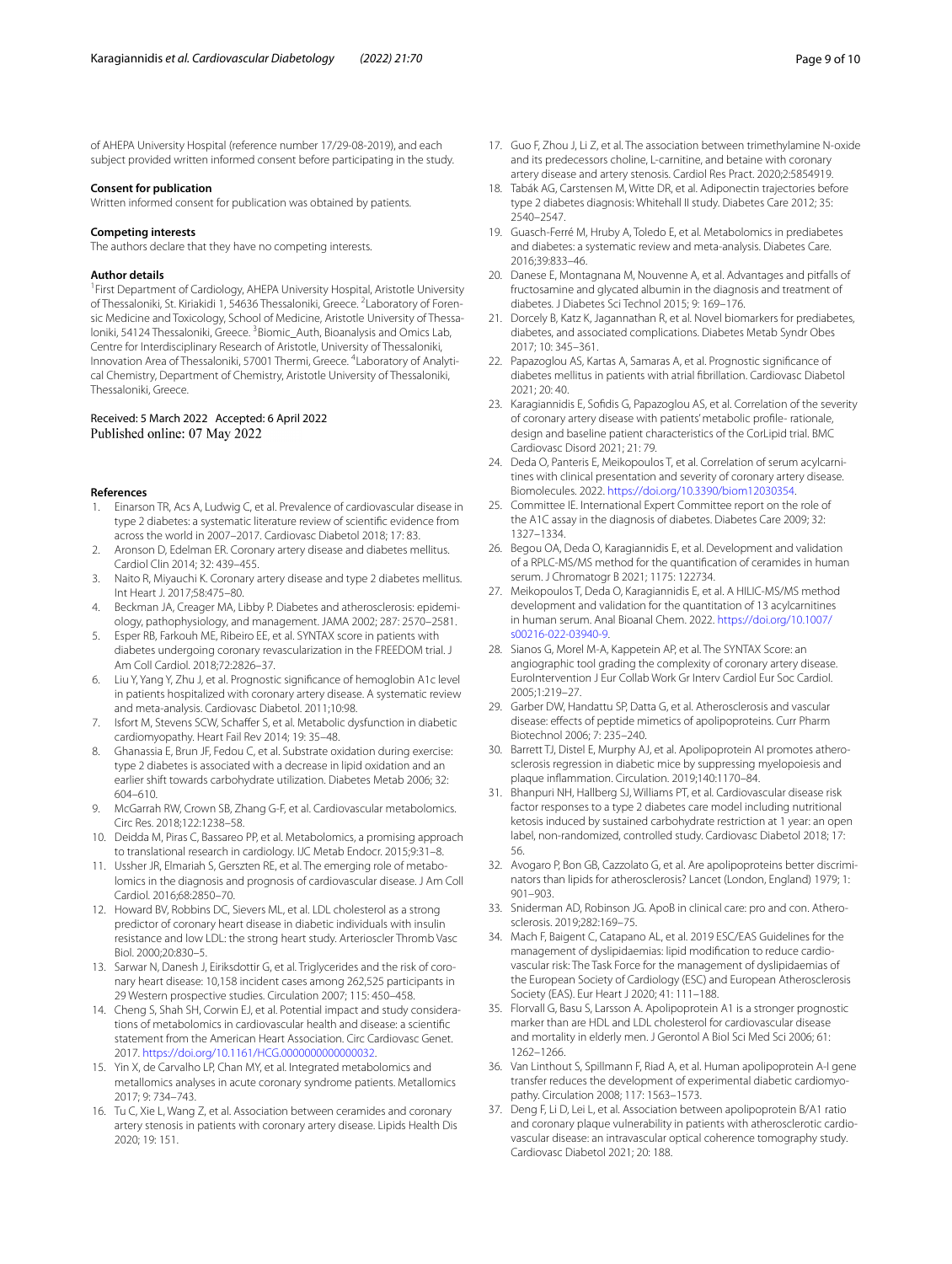of AHEPA University Hospital (reference number 17/29-08-2019), and each subject provided written informed consent before participating in the study.

### Consent for publication

Written informed consent for publication was obtained by patients.

### Competing interests

The authors declare that they have no competing interests.

### Author details

[1]First Department of Cardiology, AHEPA University Hospital, Aristotle University of Thessaloniki, St. Kiriakidi 1, 54636 Thessaloniki, Greece. [2]Laboratory of Forensic Medicine and Toxicology, School of Medicine, Aristotle University of Thessaloniki, 54124 Thessaloniki, Greece. [3]Biomic_Auth, Bioanalysis and Omics Lab, Centre for Interdisciplinary Research of Aristotle, University of Thessaloniki, Innovation Area of Thessaloniki, 57001 Thermi, Greece. [4]Laboratory of Analytical Chemistry, Department of Chemistry, Aristotle University of Thessaloniki, Thessaloniki, Greece.

Received: 5 March 2022 Accepted: 6 April 2022
Published online: 07 May 2022

### References

1. Einarson TR, Acs A, Ludwig C, et al. Prevalence of cardiovascular disease in type 2 diabetes: a systematic literature review of scientific evidence from across the world in 2007–2017. Cardiovasc Diabetol 2018; 17: 83.
2. Aronson D, Edelman ER. Coronary artery disease and diabetes mellitus. Cardiol Clin 2014; 32: 439–455.
3. Naito R, Miyauchi K. Coronary artery disease and type 2 diabetes mellitus. Int Heart J. 2017;58:475–80.
4. Beckman JA, Creager MA, Libby P. Diabetes and atherosclerosis: epidemiology, pathophysiology, and management. JAMA 2002; 287: 2570–2581.
5. Esper RB, Farkouh ME, Ribeiro EE, et al. SYNTAX score in patients with diabetes undergoing coronary revascularization in the FREEDOM trial. J Am Coll Cardiol. 2018;72:2826–37.
6. Liu Y, Yang Y, Zhu J, et al. Prognostic significance of hemoglobin A1c level in patients hospitalized with coronary artery disease. A systematic review and meta-analysis. Cardiovasc Diabetol. 2011;10:98.
7. Isfort M, Stevens SCW, Schaffer S, et al. Metabolic dysfunction in diabetic cardiomyopathy. Heart Fail Rev 2014; 19: 35–48.
8. Ghanassia E, Brun JF, Fedou C, et al. Substrate oxidation during exercise: type 2 diabetes is associated with a decrease in lipid oxidation and an earlier shift towards carbohydrate utilization. Diabetes Metab 2006; 32: 604–610.
9. McGarrah RW, Crown SB, Zhang G-F, et al. Cardiovascular metabolomics. Circ Res. 2018;122:1238–58.
10. Deidda M, Piras C, Bassareo PP, et al. Metabolomics, a promising approach to translational research in cardiology. IJC Metab Endocr. 2015;9:31–8.
11. Ussher JR, Elmariah S, Gerszten RE, et al. The emerging role of metabolomics in the diagnosis and prognosis of cardiovascular disease. J Am Coll Cardiol. 2016;68:2850–70.
12. Howard BV, Robbins DC, Sievers ML, et al. LDL cholesterol as a strong predictor of coronary heart disease in diabetic individuals with insulin resistance and low LDL: the strong heart study. Arterioscler Thromb Vasc Biol. 2000;20:830–5.
13. Sarwar N, Danesh J, Eiriksdottir G, et al. Triglycerides and the risk of coronary heart disease: 10,158 incident cases among 262,525 participants in 29 Western prospective studies. Circulation 2007; 115: 450–458.
14. Cheng S, Shah SH, Corwin EJ, et al. Potential impact and study considerations of metabolomics in cardiovascular health and disease: a scientific statement from the American Heart Association. Circ Cardiovasc Genet. 2017. https://doi.org/10.1161/HCG.0000000000000032.
15. Yin X, de Carvalho LP, Chan MY, et al. Integrated metabolomics and metallomics analyses in acute coronary syndrome patients. Metallomics 2017; 9: 734–743.
16. Tu C, Xie L, Wang Z, et al. Association between ceramides and coronary artery stenosis in patients with coronary artery disease. Lipids Health Dis 2020; 19: 151.
17. Guo F, Zhou J, Li Z, et al. The association between trimethylamine N-oxide and its predecessors choline, L-carnitine, and betaine with coronary artery disease and artery stenosis. Cardiol Res Pract. 2020;2:5854919.
18. Tabák AG, Carstensen M, Witte DR, et al. Adiponectin trajectories before type 2 diabetes diagnosis: Whitehall II study. Diabetes Care 2012; 35: 2540–2547.
19. Guasch-Ferré M, Hruby A, Toledo E, et al. Metabolomics in prediabetes and diabetes: a systematic review and meta-analysis. Diabetes Care. 2016;39:833–46.
20. Danese E, Montagnana M, Nouvenne A, et al. Advantages and pitfalls of fructosamine and glycated albumin in the diagnosis and treatment of diabetes. J Diabetes Sci Technol 2015; 9: 169–176.
21. Dorcely B, Katz K, Jagannathan R, et al. Novel biomarkers for prediabetes, diabetes, and associated complications. Diabetes Metab Syndr Obes 2017; 10: 345–361.
22. Papazoglou AS, Kartas A, Samaras A, et al. Prognostic significance of diabetes mellitus in patients with atrial fibrillation. Cardiovasc Diabetol 2021; 20: 40.
23. Karagiannidis E, Sofidis G, Papazoglou AS, et al. Correlation of the severity of coronary artery disease with patients' metabolic profile- rationale, design and baseline patient characteristics of the CorLipid trial. BMC Cardiovasc Disord 2021; 21: 79.
24. Deda O, Panteris E, Meikopoulos T, et al. Correlation of serum acylcarnitines with clinical presentation and severity of coronary artery disease. Biomolecules. 2022. https://doi.org/10.3390/biom12030354.
25. Committee IE. International Expert Committee report on the role of the A1C assay in the diagnosis of diabetes. Diabetes Care 2009; 32: 1327–1334.
26. Begou OA, Deda O, Karagiannidis E, et al. Development and validation of a RPLC-MS/MS method for the quantification of ceramides in human serum. J Chromatogr B 2021; 1175: 122734.
27. Meikopoulos T, Deda O, Karagiannidis E, et al. A HILIC-MS/MS method development and validation for the quantitation of 13 acylcarnitines in human serum. Anal Bioanal Chem. 2022. https://doi.org/10.1007/s00216-022-03940-9.
28. Sianos G, Morel M-A, Kappetein AP, et al. The SYNTAX Score: an angiographic tool grading the complexity of coronary artery disease. EuroIntervention J Eur Collab Work Gr Interv Cardiol Eur Soc Cardiol. 2005;1:219–27.
29. Garber DW, Handattu SP, Datta G, et al. Atherosclerosis and vascular disease: effects of peptide mimetics of apolipoproteins. Curr Pharm Biotechnol 2006; 7: 235–240.
30. Barrett TJ, Distel E, Murphy AJ, et al. Apolipoprotein AI promotes atherosclerosis regression in diabetic mice by suppressing myelopoiesis and plaque inflammation. Circulation. 2019;140:1170–84.
31. Bhanpuri NH, Hallberg SJ, Williams PT, et al. Cardiovascular disease risk factor responses to a type 2 diabetes care model including nutritional ketosis induced by sustained carbohydrate restriction at 1 year: an open label, non-randomized, controlled study. Cardiovasc Diabetol 2018; 17: 56.
32. Avogaro P, Bon GB, Cazzolato G, et al. Are apolipoproteins better discriminators than lipids for atherosclerosis? Lancet (London, England) 1979; 1: 901–903.
33. Sniderman AD, Robinson JG. ApoB in clinical care: pro and con. Atherosclerosis. 2019;282:169–75.
34. Mach F, Baigent C, Catapano AL, et al. 2019 ESC/EAS Guidelines for the management of dyslipidaemias: lipid modification to reduce cardiovascular risk: The Task Force for the management of dyslipidaemias of the European Society of Cardiology (ESC) and European Atherosclerosis Society (EAS). Eur Heart J 2020; 41: 111–188.
35. Florvall G, Basu S, Larsson A. Apolipoprotein A1 is a stronger prognostic marker than are HDL and LDL cholesterol for cardiovascular disease and mortality in elderly men. J Gerontol A Biol Sci Med Sci 2006; 61: 1262–1266.
36. Van Linthout S, Spillmann F, Riad A, et al. Human apolipoprotein A-I gene transfer reduces the development of experimental diabetic cardiomyopathy. Circulation 2008; 117: 1563–1573.
37. Deng F, Li D, Lei L, et al. Association between apolipoprotein B/A1 ratio and coronary plaque vulnerability in patients with atherosclerotic cardiovascular disease: an intravascular optical coherence tomography study. Cardiovasc Diabetol 2021; 20: 188.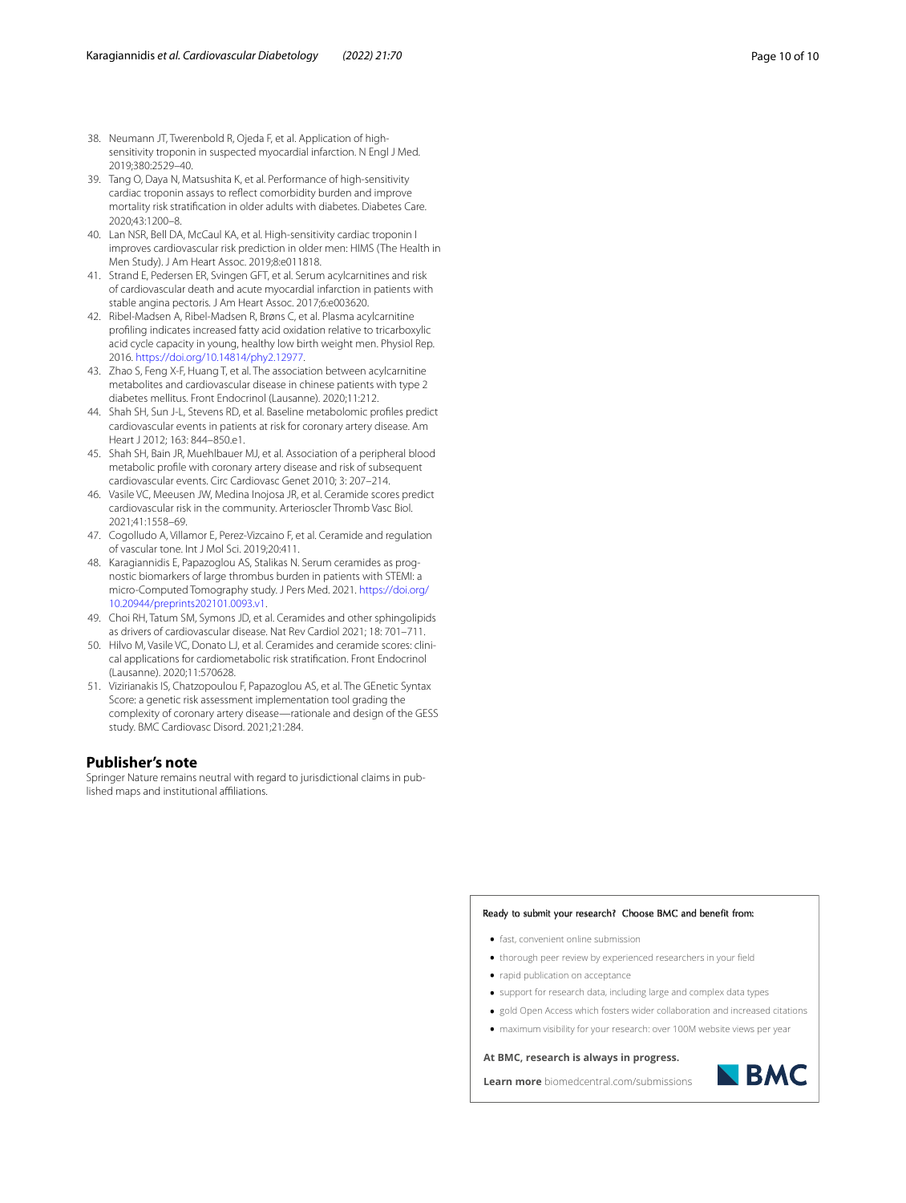38. Neumann JT, Twerenbold R, Ojeda F, et al. Application of high-sensitivity troponin in suspected myocardial infarction. N Engl J Med. 2019;380:2529–40.
39. Tang O, Daya N, Matsushita K, et al. Performance of high-sensitivity cardiac troponin assays to reflect comorbidity burden and improve mortality risk stratification in older adults with diabetes. Diabetes Care. 2020;43:1200–8.
40. Lan NSR, Bell DA, McCaul KA, et al. High-sensitivity cardiac troponin I improves cardiovascular risk prediction in older men: HIMS (The Health in Men Study). J Am Heart Assoc. 2019;8:e011818.
41. Strand E, Pedersen ER, Svingen GFT, et al. Serum acylcarnitines and risk of cardiovascular death and acute myocardial infarction in patients with stable angina pectoris. J Am Heart Assoc. 2017;6:e003620.
42. Ribel-Madsen A, Ribel-Madsen R, Brøns C, et al. Plasma acylcarnitine profiling indicates increased fatty acid oxidation relative to tricarboxylic acid cycle capacity in young, healthy low birth weight men. Physiol Rep. 2016. https://doi.org/10.14814/phy2.12977.
43. Zhao S, Feng X-F, Huang T, et al. The association between acylcarnitine metabolites and cardiovascular disease in chinese patients with type 2 diabetes mellitus. Front Endocrinol (Lausanne). 2020;11:212.
44. Shah SH, Sun J-L, Stevens RD, et al. Baseline metabolomic profiles predict cardiovascular events in patients at risk for coronary artery disease. Am Heart J 2012; 163: 844–850.e1.
45. Shah SH, Bain JR, Muehlbauer MJ, et al. Association of a peripheral blood metabolic profile with coronary artery disease and risk of subsequent cardiovascular events. Circ Cardiovasc Genet 2010; 3: 207–214.
46. Vasile VC, Meeusen JW, Medina Inojosa JR, et al. Ceramide scores predict cardiovascular risk in the community. Arterioscler Thromb Vasc Biol. 2021;41:1558–69.
47. Cogolludo A, Villamor E, Perez-Vizcaino F, et al. Ceramide and regulation of vascular tone. Int J Mol Sci. 2019;20:411.
48. Karagiannidis E, Papazoglou AS, Stalikas N. Serum ceramides as prognostic biomarkers of large thrombus burden in patients with STEMI: a micro-Computed Tomography study. J Pers Med. 2021. https://doi.org/10.20944/preprints202101.0093.v1.
49. Choi RH, Tatum SM, Symons JD, et al. Ceramides and other sphingolipids as drivers of cardiovascular disease. Nat Rev Cardiol 2021; 18: 701–711.
50. Hilvo M, Vasile VC, Donato LJ, et al. Ceramides and ceramide scores: clinical applications for cardiometabolic risk stratification. Front Endocrinol (Lausanne). 2020;11:570628.
51. Vizirianakis IS, Chatzopoulou F, Papazoglou AS, et al. The GEnetic Syntax Score: a genetic risk assessment implementation tool grading the complexity of coronary artery disease—rationale and design of the GESS study. BMC Cardiovasc Disord. 2021;21:284.

## Publisher's note

Springer Nature remains neutral with regard to jurisdictional claims in published maps and institutional affiliations.

Ready to submit your research? Choose BMC and benefit from:

- fast, convenient online submission
- thorough peer review by experienced researchers in your field
- rapid publication on acceptance
- support for research data, including large and complex data types
- gold Open Access which fosters wider collaboration and increased citations
- maximum visibility for your research: over 100M website views per year

**At BMC, research is always in progress.**

**Learn more** biomedcentral.com/submissions

BMC